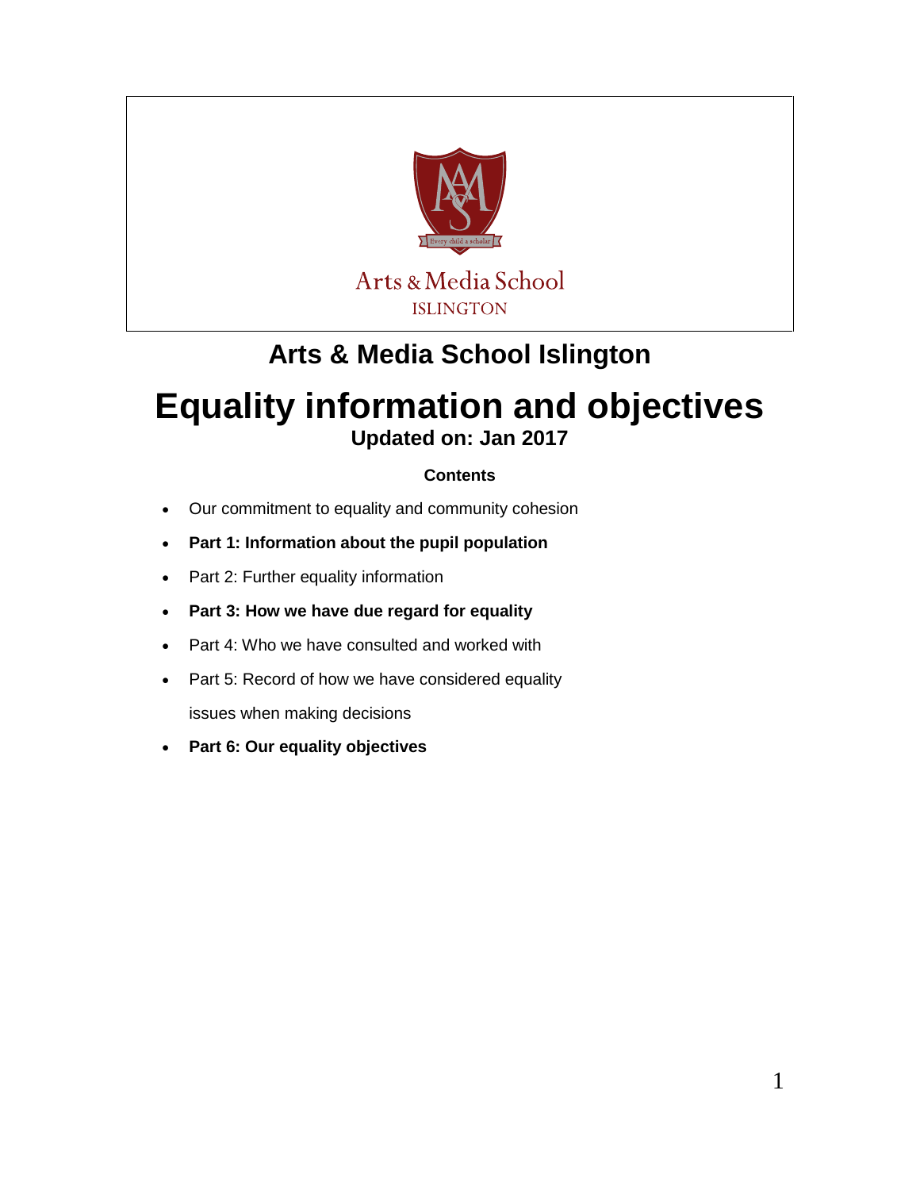Arts & Media School
ISLINGTON

## Arts & Media School Islington

# Equality information and objectives

**Updated on: Jan 2017**

**Contents**

- Our commitment to equality and community cohesion
- **Part 1: Information about the pupil population**
- Part 2: Further equality information
- **Part 3: How we have due regard for equality**
- Part 4: Who we have consulted and worked with
- Part 5: Record of how we have considered equality issues when making decisions
- **Part 6: Our equality objectives**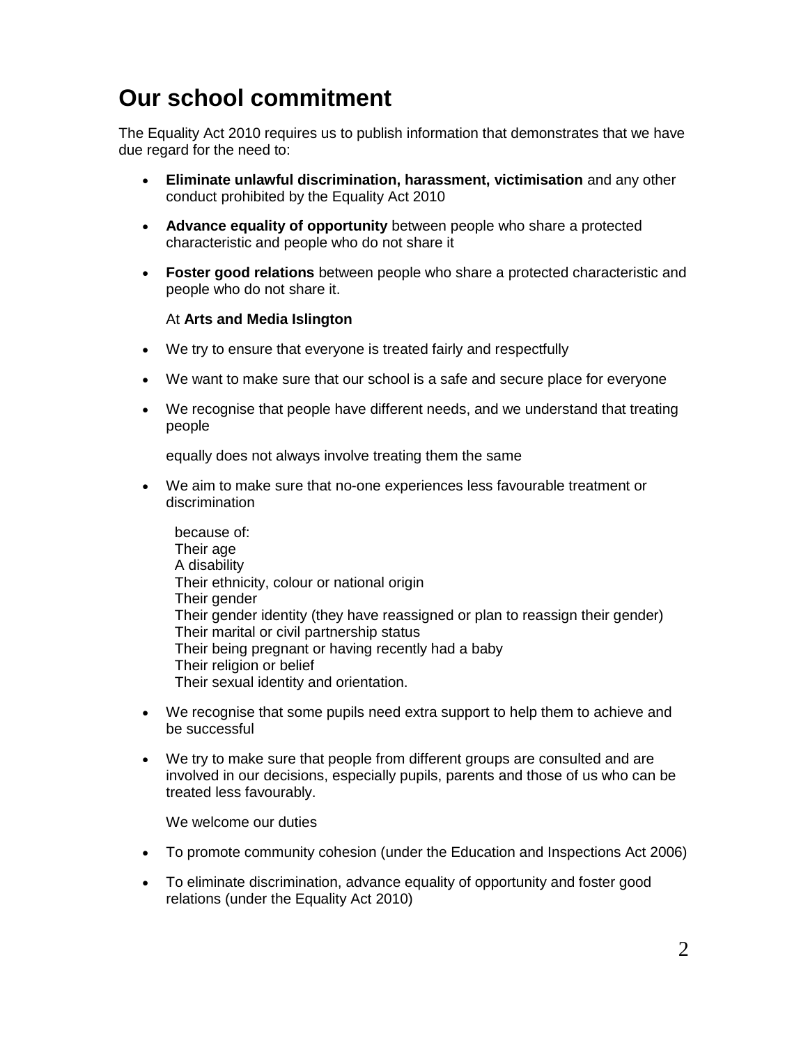# Our school commitment

The Equality Act 2010 requires us to publish information that demonstrates that we have due regard for the need to:

- **Eliminate unlawful discrimination, harassment, victimisation** and any other conduct prohibited by the Equality Act 2010
- **Advance equality of opportunity** between people who share a protected characteristic and people who do not share it
- **Foster good relations** between people who share a protected characteristic and people who do not share it.

At **Arts and Media Islington**

- We try to ensure that everyone is treated fairly and respectfully
- We want to make sure that our school is a safe and secure place for everyone
- We recognise that people have different needs, and we understand that treating people

  equally does not always involve treating them the same
- We aim to make sure that no-one experiences less favourable treatment or discrimination

  because of:
  Their age
  A disability
  Their ethnicity, colour or national origin
  Their gender
  Their gender identity (they have reassigned or plan to reassign their gender)
  Their marital or civil partnership status
  Their being pregnant or having recently had a baby
  Their religion or belief
  Their sexual identity and orientation.
- We recognise that some pupils need extra support to help them to achieve and be successful
- We try to make sure that people from different groups are consulted and are involved in our decisions, especially pupils, parents and those of us who can be treated less favourably.

We welcome our duties

- To promote community cohesion (under the Education and Inspections Act 2006)
- To eliminate discrimination, advance equality of opportunity and foster good relations (under the Equality Act 2010)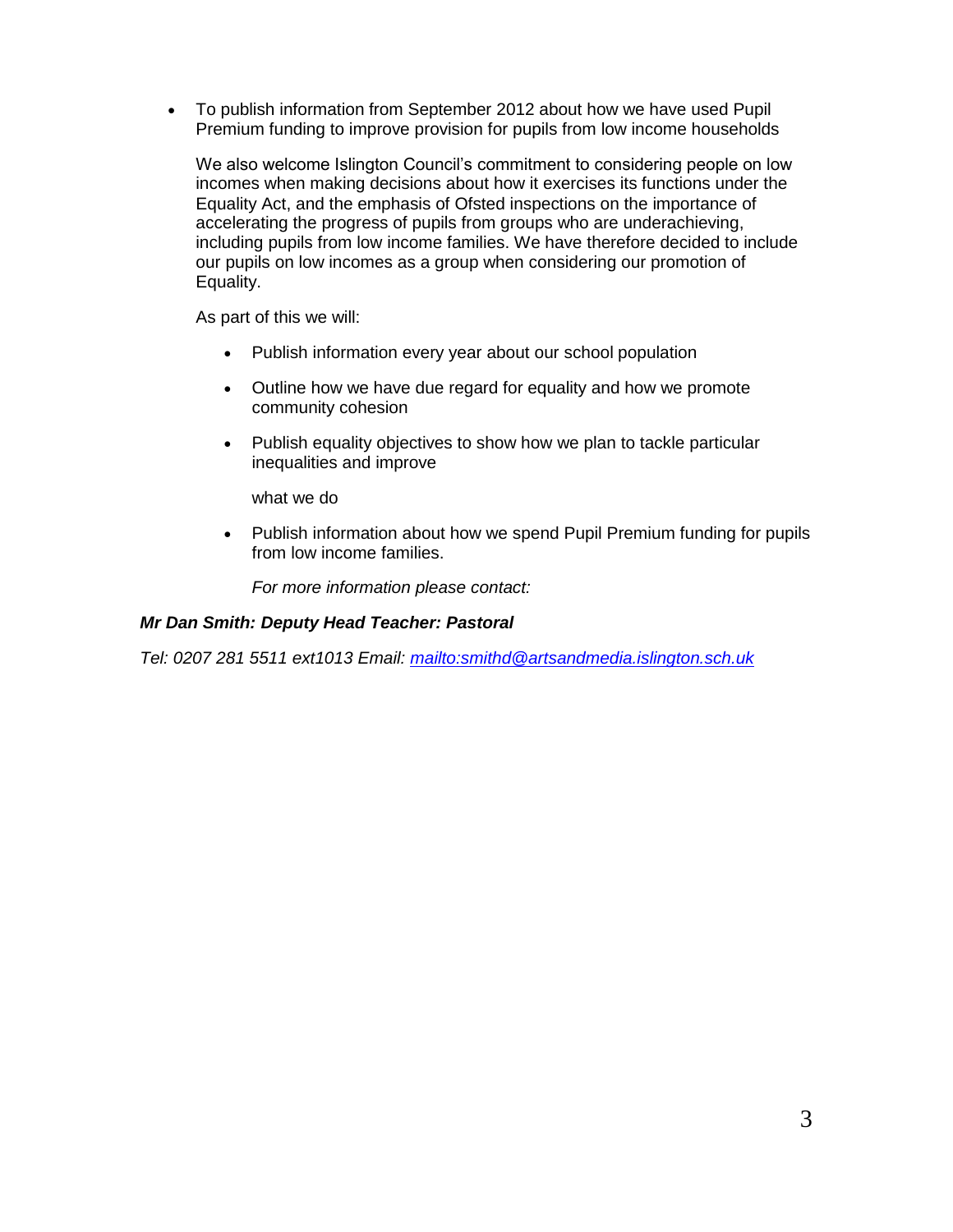- To publish information from September 2012 about how we have used Pupil Premium funding to improve provision for pupils from low income households

  We also welcome Islington Council's commitment to considering people on low incomes when making decisions about how it exercises its functions under the Equality Act, and the emphasis of Ofsted inspections on the importance of accelerating the progress of pupils from groups who are underachieving, including pupils from low income families. We have therefore decided to include our pupils on low incomes as a group when considering our promotion of Equality.

  As part of this we will:

  - Publish information every year about our school population
  - Outline how we have due regard for equality and how we promote community cohesion
  - Publish equality objectives to show how we plan to tackle particular inequalities and improve

    what we do

  - Publish information about how we spend Pupil Premium funding for pupils from low income families.

    *For more information please contact:*

***Mr Dan Smith: Deputy Head Teacher: Pastoral***

*Tel: 0207 281 5511 ext1013 Email: [mailto:smithd@artsandmedia.islington.sch.uk](mailto:smithd@artsandmedia.islington.sch.uk)*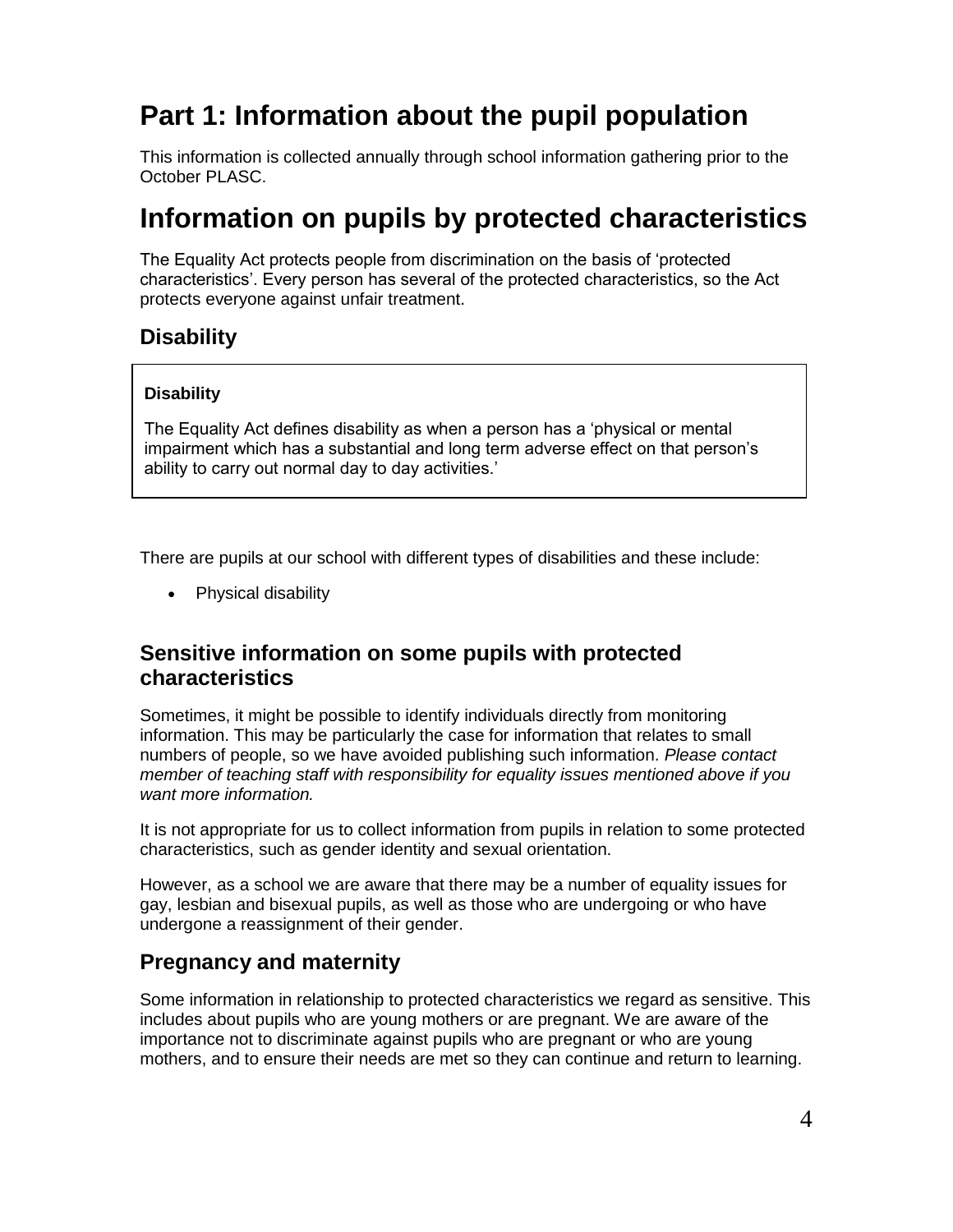# Part 1: Information about the pupil population

This information is collected annually through school information gathering prior to the October PLASC.

# Information on pupils by protected characteristics

The Equality Act protects people from discrimination on the basis of 'protected characteristics'. Every person has several of the protected characteristics, so the Act protects everyone against unfair treatment.

## Disability

**Disability**

The Equality Act defines disability as when a person has a 'physical or mental impairment which has a substantial and long term adverse effect on that person's ability to carry out normal day to day activities.'

There are pupils at our school with different types of disabilities and these include:

- Physical disability

## Sensitive information on some pupils with protected characteristics

Sometimes, it might be possible to identify individuals directly from monitoring information. This may be particularly the case for information that relates to small numbers of people, so we have avoided publishing such information. *Please contact member of teaching staff with responsibility for equality issues mentioned above if you want more information.*

It is not appropriate for us to collect information from pupils in relation to some protected characteristics, such as gender identity and sexual orientation.

However, as a school we are aware that there may be a number of equality issues for gay, lesbian and bisexual pupils, as well as those who are undergoing or who have undergone a reassignment of their gender.

## Pregnancy and maternity

Some information in relationship to protected characteristics we regard as sensitive. This includes about pupils who are young mothers or are pregnant. We are aware of the importance not to discriminate against pupils who are pregnant or who are young mothers, and to ensure their needs are met so they can continue and return to learning.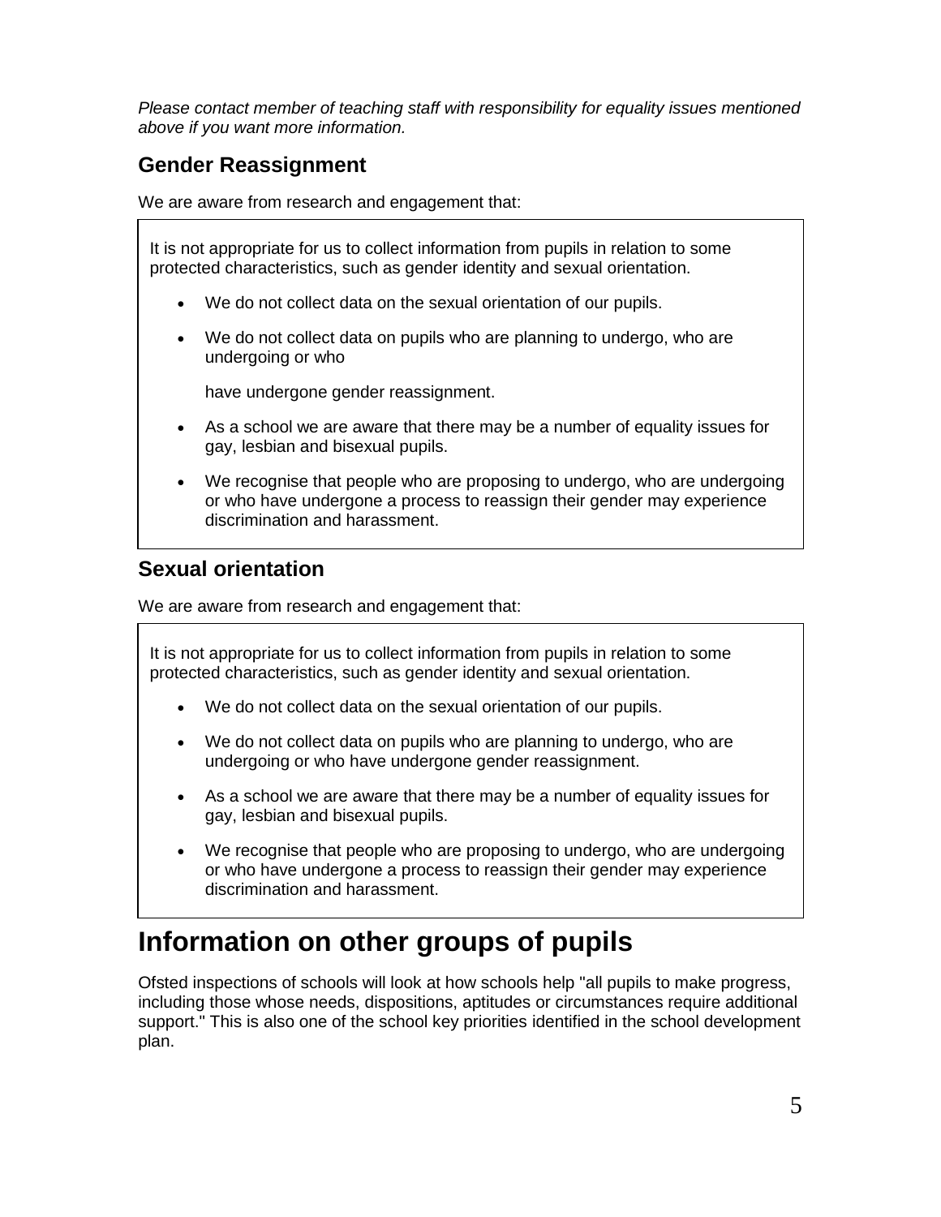*Please contact member of teaching staff with responsibility for equality issues mentioned above if you want more information.*

### Gender Reassignment

We are aware from research and engagement that:

It is not appropriate for us to collect information from pupils in relation to some protected characteristics, such as gender identity and sexual orientation.

- We do not collect data on the sexual orientation of our pupils.
- We do not collect data on pupils who are planning to undergo, who are undergoing or who

  have undergone gender reassignment.
- As a school we are aware that there may be a number of equality issues for gay, lesbian and bisexual pupils.
- We recognise that people who are proposing to undergo, who are undergoing or who have undergone a process to reassign their gender may experience discrimination and harassment.

### Sexual orientation

We are aware from research and engagement that:

It is not appropriate for us to collect information from pupils in relation to some protected characteristics, such as gender identity and sexual orientation.

- We do not collect data on the sexual orientation of our pupils.
- We do not collect data on pupils who are planning to undergo, who are undergoing or who have undergone gender reassignment.
- As a school we are aware that there may be a number of equality issues for gay, lesbian and bisexual pupils.
- We recognise that people who are proposing to undergo, who are undergoing or who have undergone a process to reassign their gender may experience discrimination and harassment.

# Information on other groups of pupils

Ofsted inspections of schools will look at how schools help "all pupils to make progress, including those whose needs, dispositions, aptitudes or circumstances require additional support." This is also one of the school key priorities identified in the school development plan.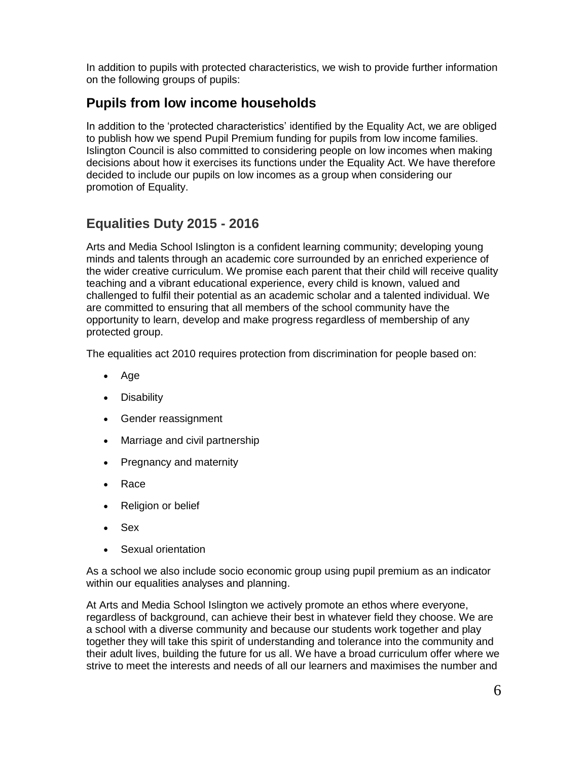In addition to pupils with protected characteristics, we wish to provide further information on the following groups of pupils:

## Pupils from low income households

In addition to the 'protected characteristics' identified by the Equality Act, we are obliged to publish how we spend Pupil Premium funding for pupils from low income families. Islington Council is also committed to considering people on low incomes when making decisions about how it exercises its functions under the Equality Act. We have therefore decided to include our pupils on low incomes as a group when considering our promotion of Equality.

## Equalities Duty 2015 - 2016

Arts and Media School Islington is a confident learning community; developing young minds and talents through an academic core surrounded by an enriched experience of the wider creative curriculum. We promise each parent that their child will receive quality teaching and a vibrant educational experience, every child is known, valued and challenged to fulfil their potential as an academic scholar and a talented individual. We are committed to ensuring that all members of the school community have the opportunity to learn, develop and make progress regardless of membership of any protected group.

The equalities act 2010 requires protection from discrimination for people based on:

- Age
- Disability
- Gender reassignment
- Marriage and civil partnership
- Pregnancy and maternity
- Race
- Religion or belief
- Sex
- Sexual orientation

As a school we also include socio economic group using pupil premium as an indicator within our equalities analyses and planning.

At Arts and Media School Islington we actively promote an ethos where everyone, regardless of background, can achieve their best in whatever field they choose. We are a school with a diverse community and because our students work together and play together they will take this spirit of understanding and tolerance into the community and their adult lives, building the future for us all. We have a broad curriculum offer where we strive to meet the interests and needs of all our learners and maximises the number and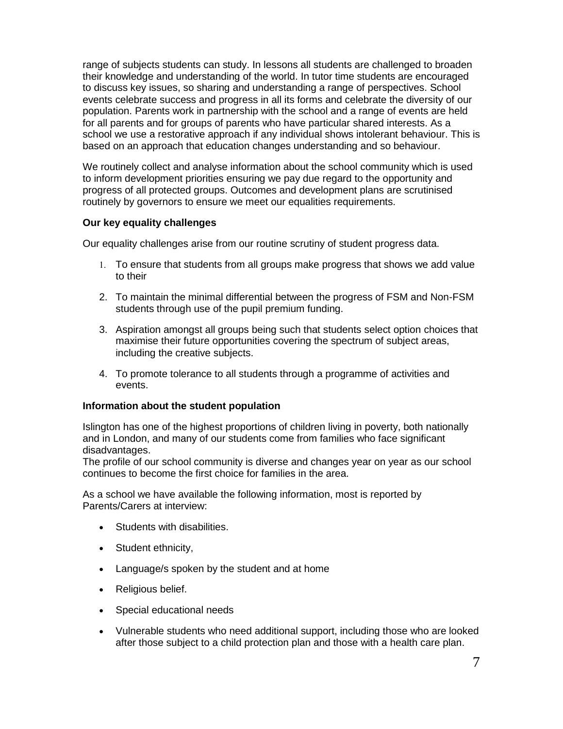range of subjects students can study. In lessons all students are challenged to broaden their knowledge and understanding of the world. In tutor time students are encouraged to discuss key issues, so sharing and understanding a range of perspectives. School events celebrate success and progress in all its forms and celebrate the diversity of our population. Parents work in partnership with the school and a range of events are held for all parents and for groups of parents who have particular shared interests. As a school we use a restorative approach if any individual shows intolerant behaviour. This is based on an approach that education changes understanding and so behaviour.

We routinely collect and analyse information about the school community which is used to inform development priorities ensuring we pay due regard to the opportunity and progress of all protected groups. Outcomes and development plans are scrutinised routinely by governors to ensure we meet our equalities requirements.

**Our key equality challenges**

Our equality challenges arise from our routine scrutiny of student progress data.

1. To ensure that students from all groups make progress that shows we add value to their
2. To maintain the minimal differential between the progress of FSM and Non-FSM students through use of the pupil premium funding.
3. Aspiration amongst all groups being such that students select option choices that maximise their future opportunities covering the spectrum of subject areas, including the creative subjects.
4. To promote tolerance to all students through a programme of activities and events.

**Information about the student population**

Islington has one of the highest proportions of children living in poverty, both nationally and in London, and many of our students come from families who face significant disadvantages.
The profile of our school community is diverse and changes year on year as our school continues to become the first choice for families in the area.

As a school we have available the following information, most is reported by Parents/Carers at interview:

- Students with disabilities.
- Student ethnicity,
- Language/s spoken by the student and at home
- Religious belief.
- Special educational needs
- Vulnerable students who need additional support, including those who are looked after those subject to a child protection plan and those with a health care plan.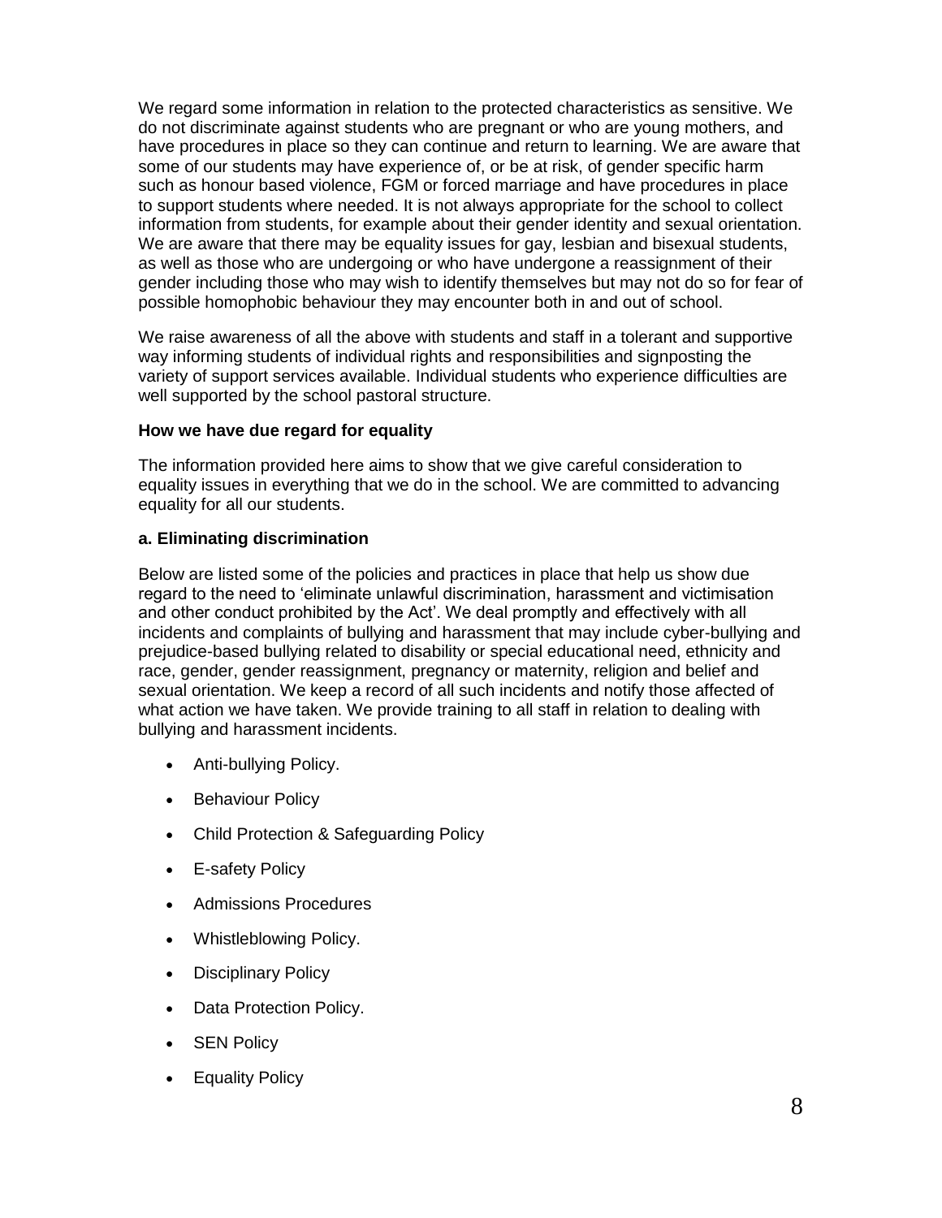We regard some information in relation to the protected characteristics as sensitive. We do not discriminate against students who are pregnant or who are young mothers, and have procedures in place so they can continue and return to learning. We are aware that some of our students may have experience of, or be at risk, of gender specific harm such as honour based violence, FGM or forced marriage and have procedures in place to support students where needed. It is not always appropriate for the school to collect information from students, for example about their gender identity and sexual orientation. We are aware that there may be equality issues for gay, lesbian and bisexual students, as well as those who are undergoing or who have undergone a reassignment of their gender including those who may wish to identify themselves but may not do so for fear of possible homophobic behaviour they may encounter both in and out of school.

We raise awareness of all the above with students and staff in a tolerant and supportive way informing students of individual rights and responsibilities and signposting the variety of support services available. Individual students who experience difficulties are well supported by the school pastoral structure.

**How we have due regard for equality**

The information provided here aims to show that we give careful consideration to equality issues in everything that we do in the school. We are committed to advancing equality for all our students.

**a. Eliminating discrimination**

Below are listed some of the policies and practices in place that help us show due regard to the need to 'eliminate unlawful discrimination, harassment and victimisation and other conduct prohibited by the Act'. We deal promptly and effectively with all incidents and complaints of bullying and harassment that may include cyber-bullying and prejudice-based bullying related to disability or special educational need, ethnicity and race, gender, gender reassignment, pregnancy or maternity, religion and belief and sexual orientation. We keep a record of all such incidents and notify those affected of what action we have taken. We provide training to all staff in relation to dealing with bullying and harassment incidents.

- Anti-bullying Policy.
- Behaviour Policy
- Child Protection & Safeguarding Policy
- E-safety Policy
- Admissions Procedures
- Whistleblowing Policy.
- Disciplinary Policy
- Data Protection Policy.
- SEN Policy
- Equality Policy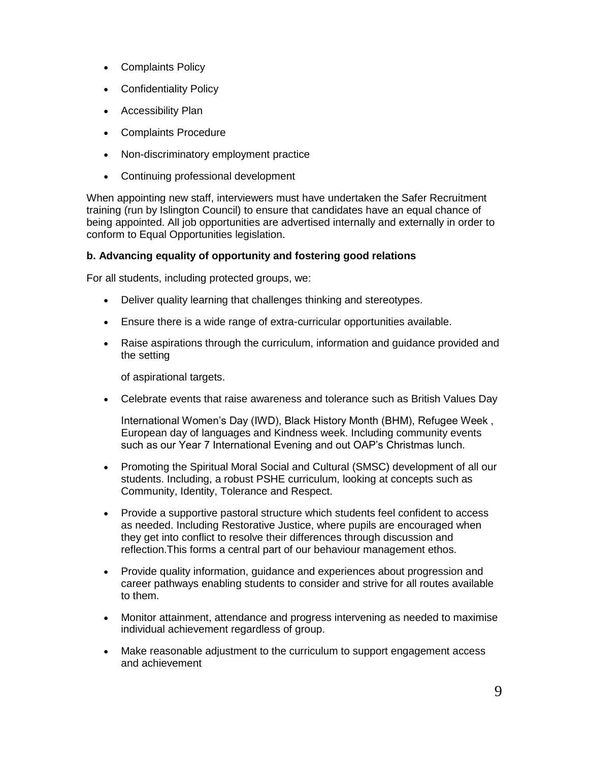- Complaints Policy
- Confidentiality Policy
- Accessibility Plan
- Complaints Procedure
- Non-discriminatory employment practice
- Continuing professional development

When appointing new staff, interviewers must have undertaken the Safer Recruitment training (run by Islington Council) to ensure that candidates have an equal chance of being appointed. All job opportunities are advertised internally and externally in order to conform to Equal Opportunities legislation.

**b. Advancing equality of opportunity and fostering good relations**

For all students, including protected groups, we:

- Deliver quality learning that challenges thinking and stereotypes.
- Ensure there is a wide range of extra-curricular opportunities available.
- Raise aspirations through the curriculum, information and guidance provided and the setting

  of aspirational targets.
- Celebrate events that raise awareness and tolerance such as British Values Day

  International Women's Day (IWD), Black History Month (BHM), Refugee Week , European day of languages and Kindness week. Including community events such as our Year 7 International Evening and out OAP's Christmas lunch.
- Promoting the Spiritual Moral Social and Cultural (SMSC) development of all our students. Including, a robust PSHE curriculum, looking at concepts such as Community, Identity, Tolerance and Respect.
- Provide a supportive pastoral structure which students feel confident to access as needed. Including Restorative Justice, where pupils are encouraged when they get into conflict to resolve their differences through discussion and reflection.This forms a central part of our behaviour management ethos.
- Provide quality information, guidance and experiences about progression and career pathways enabling students to consider and strive for all routes available to them.
- Monitor attainment, attendance and progress intervening as needed to maximise individual achievement regardless of group.
- Make reasonable adjustment to the curriculum to support engagement access and achievement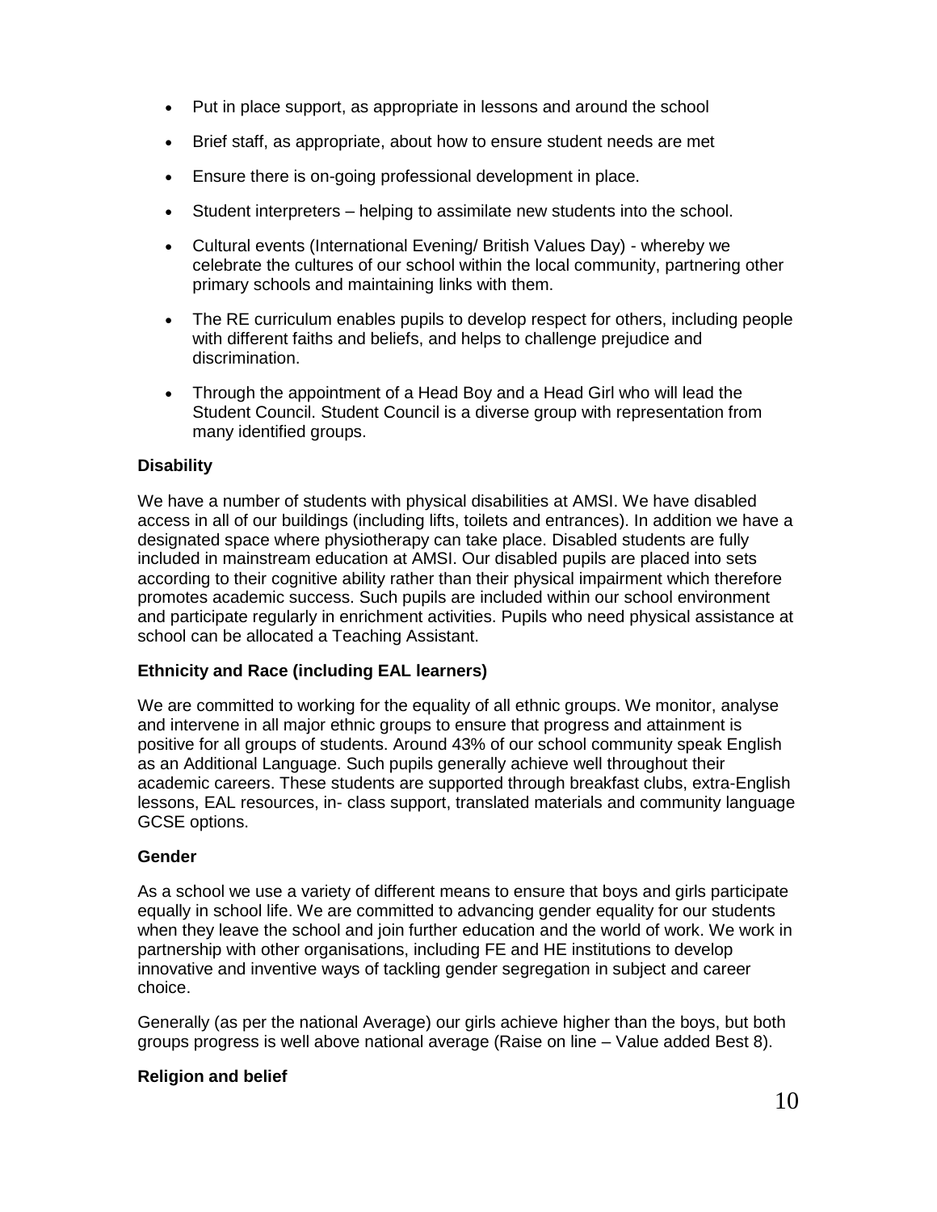- Put in place support, as appropriate in lessons and around the school
- Brief staff, as appropriate, about how to ensure student needs are met
- Ensure there is on-going professional development in place.
- Student interpreters – helping to assimilate new students into the school.
- Cultural events (International Evening/ British Values Day) - whereby we celebrate the cultures of our school within the local community, partnering other primary schools and maintaining links with them.
- The RE curriculum enables pupils to develop respect for others, including people with different faiths and beliefs, and helps to challenge prejudice and discrimination.
- Through the appointment of a Head Boy and a Head Girl who will lead the Student Council. Student Council is a diverse group with representation from many identified groups.

**Disability**

We have a number of students with physical disabilities at AMSI. We have disabled access in all of our buildings (including lifts, toilets and entrances). In addition we have a designated space where physiotherapy can take place. Disabled students are fully included in mainstream education at AMSI. Our disabled pupils are placed into sets according to their cognitive ability rather than their physical impairment which therefore promotes academic success. Such pupils are included within our school environment and participate regularly in enrichment activities. Pupils who need physical assistance at school can be allocated a Teaching Assistant.

**Ethnicity and Race (including EAL learners)**

We are committed to working for the equality of all ethnic groups. We monitor, analyse and intervene in all major ethnic groups to ensure that progress and attainment is positive for all groups of students. Around 43% of our school community speak English as an Additional Language. Such pupils generally achieve well throughout their academic careers. These students are supported through breakfast clubs, extra-English lessons, EAL resources, in- class support, translated materials and community language GCSE options.

**Gender**

As a school we use a variety of different means to ensure that boys and girls participate equally in school life. We are committed to advancing gender equality for our students when they leave the school and join further education and the world of work. We work in partnership with other organisations, including FE and HE institutions to develop innovative and inventive ways of tackling gender segregation in subject and career choice.

Generally (as per the national Average) our girls achieve higher than the boys, but both groups progress is well above national average (Raise on line – Value added Best 8).

**Religion and belief**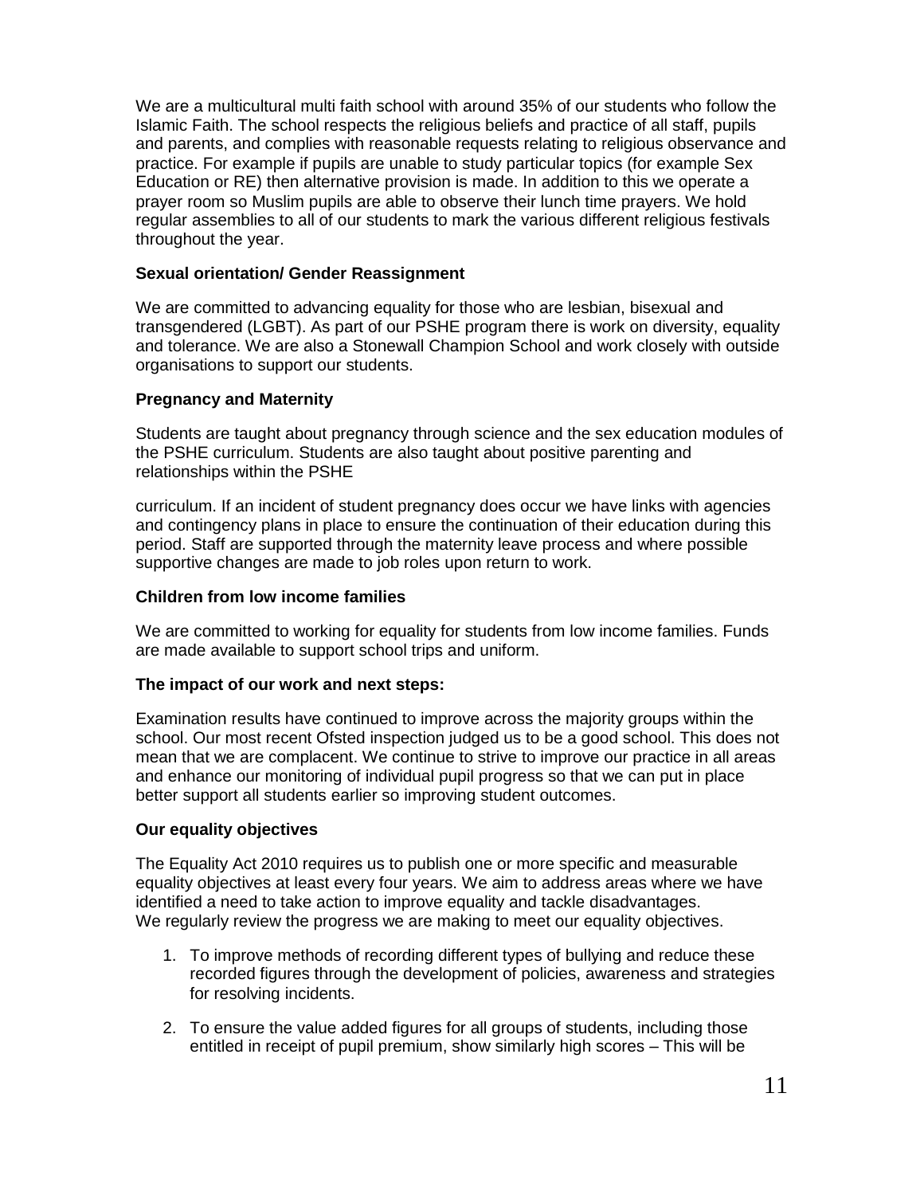We are a multicultural multi faith school with around 35% of our students who follow the Islamic Faith. The school respects the religious beliefs and practice of all staff, pupils and parents, and complies with reasonable requests relating to religious observance and practice. For example if pupils are unable to study particular topics (for example Sex Education or RE) then alternative provision is made. In addition to this we operate a prayer room so Muslim pupils are able to observe their lunch time prayers. We hold regular assemblies to all of our students to mark the various different religious festivals throughout the year.

**Sexual orientation/ Gender Reassignment**

We are committed to advancing equality for those who are lesbian, bisexual and transgendered (LGBT). As part of our PSHE program there is work on diversity, equality and tolerance. We are also a Stonewall Champion School and work closely with outside organisations to support our students.

**Pregnancy and Maternity**

Students are taught about pregnancy through science and the sex education modules of the PSHE curriculum. Students are also taught about positive parenting and relationships within the PSHE

curriculum. If an incident of student pregnancy does occur we have links with agencies and contingency plans in place to ensure the continuation of their education during this period. Staff are supported through the maternity leave process and where possible supportive changes are made to job roles upon return to work.

**Children from low income families**

We are committed to working for equality for students from low income families. Funds are made available to support school trips and uniform.

**The impact of our work and next steps:**

Examination results have continued to improve across the majority groups within the school. Our most recent Ofsted inspection judged us to be a good school. This does not mean that we are complacent. We continue to strive to improve our practice in all areas and enhance our monitoring of individual pupil progress so that we can put in place better support all students earlier so improving student outcomes.

**Our equality objectives**

The Equality Act 2010 requires us to publish one or more specific and measurable equality objectives at least every four years. We aim to address areas where we have identified a need to take action to improve equality and tackle disadvantages.
We regularly review the progress we are making to meet our equality objectives.

1. To improve methods of recording different types of bullying and reduce these recorded figures through the development of policies, awareness and strategies for resolving incidents.

2. To ensure the value added figures for all groups of students, including those entitled in receipt of pupil premium, show similarly high scores – This will be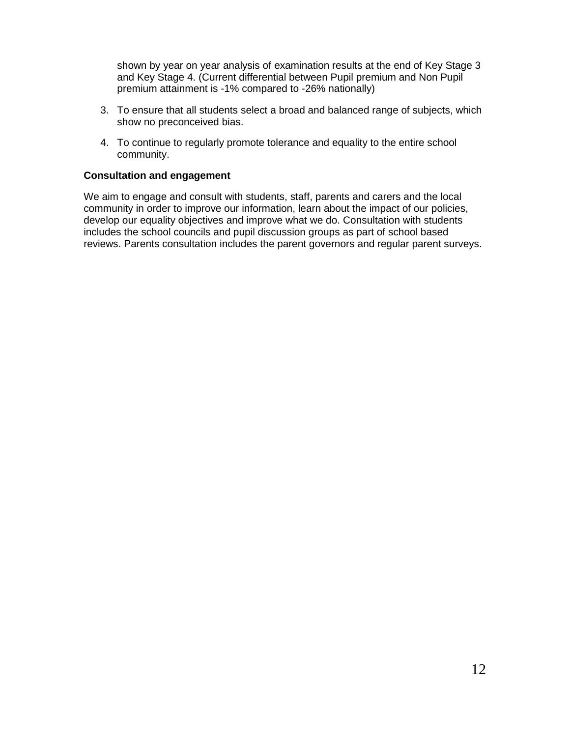shown by year on year analysis of examination results at the end of Key Stage 3 and Key Stage 4. (Current differential between Pupil premium and Non Pupil premium attainment is -1% compared to -26% nationally)

3. To ensure that all students select a broad and balanced range of subjects, which show no preconceived bias.

4. To continue to regularly promote tolerance and equality to the entire school community.

**Consultation and engagement**

We aim to engage and consult with students, staff, parents and carers and the local community in order to improve our information, learn about the impact of our policies, develop our equality objectives and improve what we do. Consultation with students includes the school councils and pupil discussion groups as part of school based reviews. Parents consultation includes the parent governors and regular parent surveys.